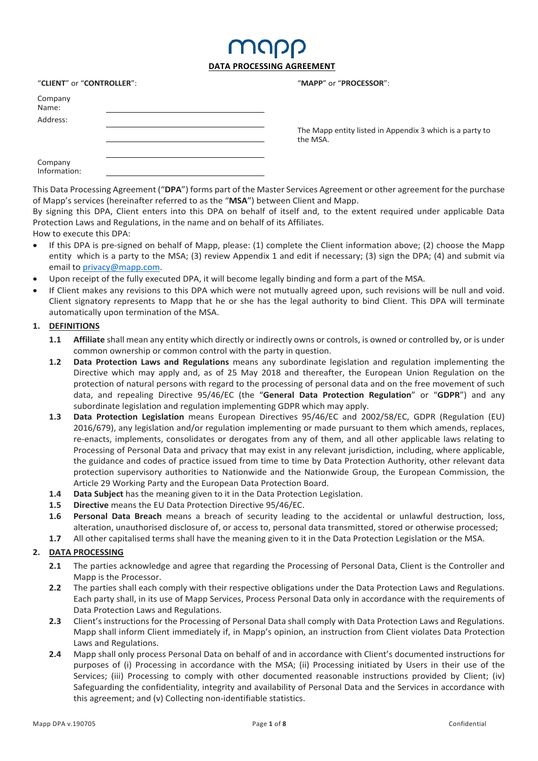# mapp

## DATA PROCESSING AGREEMENT

| "**CLIENT**" or "**CONTROLLER**": | | "**MAPP**" or "**PROCESSOR**": |
|---|---|---|
| Company Name: | | |
| Address: | | The Mapp entity listed in Appendix 3 which is a party to the MSA. |
| Company Information: | | |

This Data Processing Agreement ("**DPA**") forms part of the Master Services Agreement or other agreement for the purchase of Mapp's services (hereinafter referred to as the "**MSA**") between Client and Mapp.

By signing this DPA, Client enters into this DPA on behalf of itself and, to the extent required under applicable Data Protection Laws and Regulations, in the name and on behalf of its Affiliates.

How to execute this DPA:

- If this DPA is pre-signed on behalf of Mapp, please: (1) complete the Client information above; (2) choose the Mapp entity which is a party to the MSA; (3) review Appendix 1 and edit if necessary; (3) sign the DPA; (4) and submit via email to privacy@mapp.com.
- Upon receipt of the fully executed DPA, it will become legally binding and form a part of the MSA.
- If Client makes any revisions to this DPA which were not mutually agreed upon, such revisions will be null and void. Client signatory represents to Mapp that he or she has the legal authority to bind Client. This DPA will terminate automatically upon termination of the MSA.

**1. DEFINITIONS**

**1.1** **Affiliate** shall mean any entity which directly or indirectly owns or controls, is owned or controlled by, or is under common ownership or common control with the party in question.

**1.2** **Data Protection Laws and Regulations** means any subordinate legislation and regulation implementing the Directive which may apply and, as of 25 May 2018 and thereafter, the European Union Regulation on the protection of natural persons with regard to the processing of personal data and on the free movement of such data, and repealing Directive 95/46/EC (the "**General Data Protection Regulation**" or "**GDPR**") and any subordinate legislation and regulation implementing GDPR which may apply.

**1.3** **Data Protection Legislation** means European Directives 95/46/EC and 2002/58/EC, GDPR (Regulation (EU) 2016/679), any legislation and/or regulation implementing or made pursuant to them which amends, replaces, re-enacts, implements, consolidates or derogates from any of them, and all other applicable laws relating to Processing of Personal Data and privacy that may exist in any relevant jurisdiction, including, where applicable, the guidance and codes of practice issued from time to time by Data Protection Authority, other relevant data protection supervisory authorities to Nationwide and the Nationwide Group, the European Commission, the Article 29 Working Party and the European Data Protection Board.

**1.4** **Data Subject** has the meaning given to it in the Data Protection Legislation.

**1.5** **Directive** means the EU Data Protection Directive 95/46/EC.

**1.6** **Personal Data Breach** means a breach of security leading to the accidental or unlawful destruction, loss, alteration, unauthorised disclosure of, or access to, personal data transmitted, stored or otherwise processed;

**1.7** All other capitalised terms shall have the meaning given to it in the Data Protection Legislation or the MSA.

**2. DATA PROCESSING**

**2.1** The parties acknowledge and agree that regarding the Processing of Personal Data, Client is the Controller and Mapp is the Processor.

**2.2** The parties shall each comply with their respective obligations under the Data Protection Laws and Regulations. Each party shall, in its use of Mapp Services, Process Personal Data only in accordance with the requirements of Data Protection Laws and Regulations.

**2.3** Client's instructions for the Processing of Personal Data shall comply with Data Protection Laws and Regulations. Mapp shall inform Client immediately if, in Mapp's opinion, an instruction from Client violates Data Protection Laws and Regulations.

**2.4** Mapp shall only process Personal Data on behalf of and in accordance with Client's documented instructions for purposes of (i) Processing in accordance with the MSA; (ii) Processing initiated by Users in their use of the Services; (iii) Processing to comply with other documented reasonable instructions provided by Client; (iv) Safeguarding the confidentiality, integrity and availability of Personal Data and the Services in accordance with this agreement; and (v) Collecting non-identifiable statistics.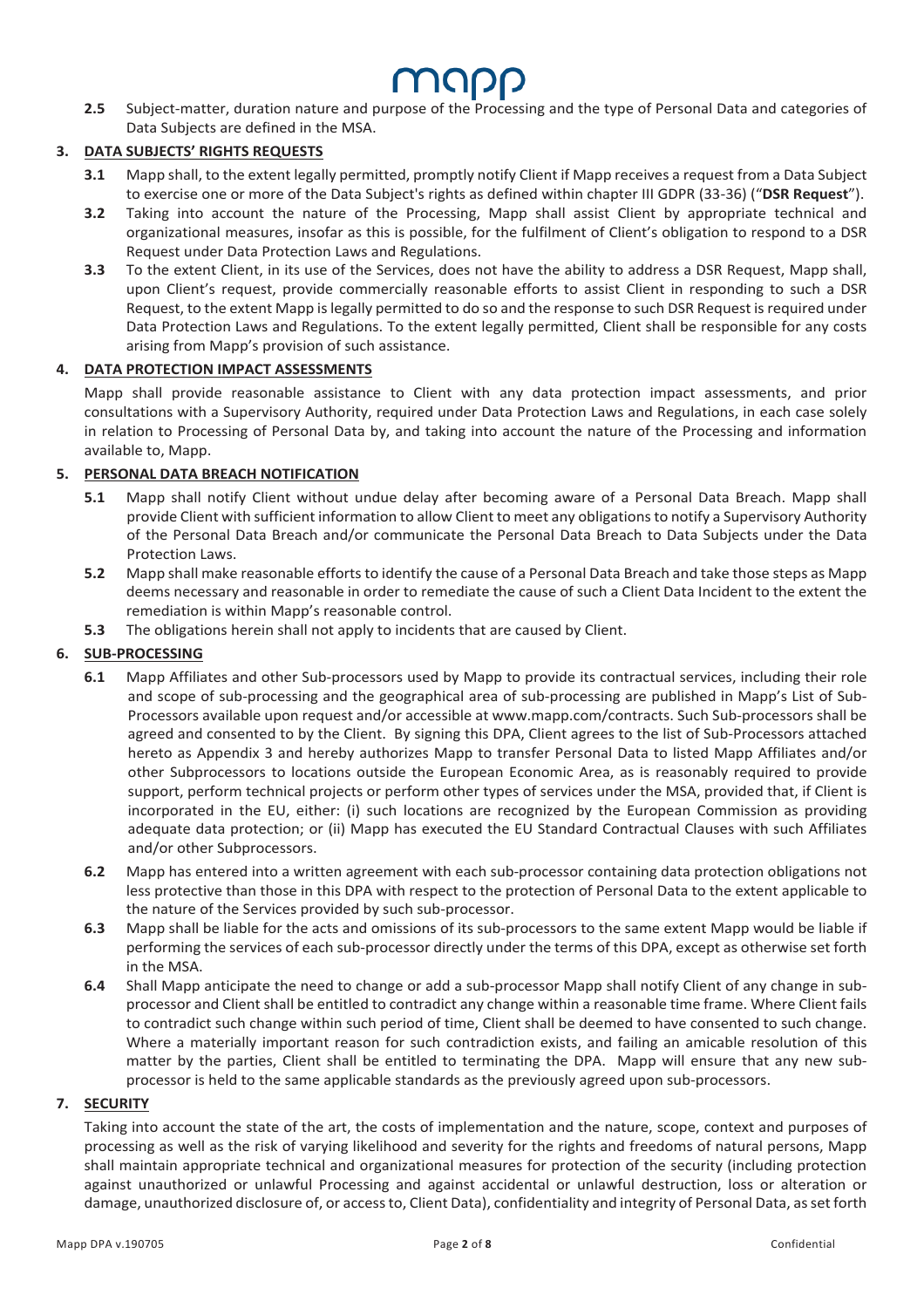**2.5** Subject-matter, duration nature and purpose of the Processing and the type of Personal Data and categories of Data Subjects are defined in the MSA.

## 3. DATA SUBJECTS' RIGHTS REQUESTS

**3.1** Mapp shall, to the extent legally permitted, promptly notify Client if Mapp receives a request from a Data Subject to exercise one or more of the Data Subject's rights as defined within chapter III GDPR (33-36) ("**DSR Request**").

**3.2** Taking into account the nature of the Processing, Mapp shall assist Client by appropriate technical and organizational measures, insofar as this is possible, for the fulfilment of Client's obligation to respond to a DSR Request under Data Protection Laws and Regulations.

**3.3** To the extent Client, in its use of the Services, does not have the ability to address a DSR Request, Mapp shall, upon Client's request, provide commercially reasonable efforts to assist Client in responding to such a DSR Request, to the extent Mapp is legally permitted to do so and the response to such DSR Request is required under Data Protection Laws and Regulations. To the extent legally permitted, Client shall be responsible for any costs arising from Mapp's provision of such assistance.

## 4. DATA PROTECTION IMPACT ASSESSMENTS

Mapp shall provide reasonable assistance to Client with any data protection impact assessments, and prior consultations with a Supervisory Authority, required under Data Protection Laws and Regulations, in each case solely in relation to Processing of Personal Data by, and taking into account the nature of the Processing and information available to, Mapp.

## 5. PERSONAL DATA BREACH NOTIFICATION

**5.1** Mapp shall notify Client without undue delay after becoming aware of a Personal Data Breach. Mapp shall provide Client with sufficient information to allow Client to meet any obligations to notify a Supervisory Authority of the Personal Data Breach and/or communicate the Personal Data Breach to Data Subjects under the Data Protection Laws.

**5.2** Mapp shall make reasonable efforts to identify the cause of a Personal Data Breach and take those steps as Mapp deems necessary and reasonable in order to remediate the cause of such a Client Data Incident to the extent the remediation is within Mapp's reasonable control.

**5.3** The obligations herein shall not apply to incidents that are caused by Client.

## 6. SUB-PROCESSING

**6.1** Mapp Affiliates and other Sub-processors used by Mapp to provide its contractual services, including their role and scope of sub-processing and the geographical area of sub-processing are published in Mapp's List of Sub-Processors available upon request and/or accessible at www.mapp.com/contracts. Such Sub-processors shall be agreed and consented to by the Client. By signing this DPA, Client agrees to the list of Sub-Processors attached hereto as Appendix 3 and hereby authorizes Mapp to transfer Personal Data to listed Mapp Affiliates and/or other Subprocessors to locations outside the European Economic Area, as is reasonably required to provide support, perform technical projects or perform other types of services under the MSA, provided that, if Client is incorporated in the EU, either: (i) such locations are recognized by the European Commission as providing adequate data protection; or (ii) Mapp has executed the EU Standard Contractual Clauses with such Affiliates and/or other Subprocessors.

**6.2** Mapp has entered into a written agreement with each sub-processor containing data protection obligations not less protective than those in this DPA with respect to the protection of Personal Data to the extent applicable to the nature of the Services provided by such sub-processor.

**6.3** Mapp shall be liable for the acts and omissions of its sub-processors to the same extent Mapp would be liable if performing the services of each sub-processor directly under the terms of this DPA, except as otherwise set forth in the MSA.

**6.4** Shall Mapp anticipate the need to change or add a sub-processor Mapp shall notify Client of any change in sub-processor and Client shall be entitled to contradict any change within a reasonable time frame. Where Client fails to contradict such change within such period of time, Client shall be deemed to have consented to such change. Where a materially important reason for such contradiction exists, and failing an amicable resolution of this matter by the parties, Client shall be entitled to terminating the DPA. Mapp will ensure that any new sub-processor is held to the same applicable standards as the previously agreed upon sub-processors.

## 7. SECURITY

Taking into account the state of the art, the costs of implementation and the nature, scope, context and purposes of processing as well as the risk of varying likelihood and severity for the rights and freedoms of natural persons, Mapp shall maintain appropriate technical and organizational measures for protection of the security (including protection against unauthorized or unlawful Processing and against accidental or unlawful destruction, loss or alteration or damage, unauthorized disclosure of, or access to, Client Data), confidentiality and integrity of Personal Data, as set forth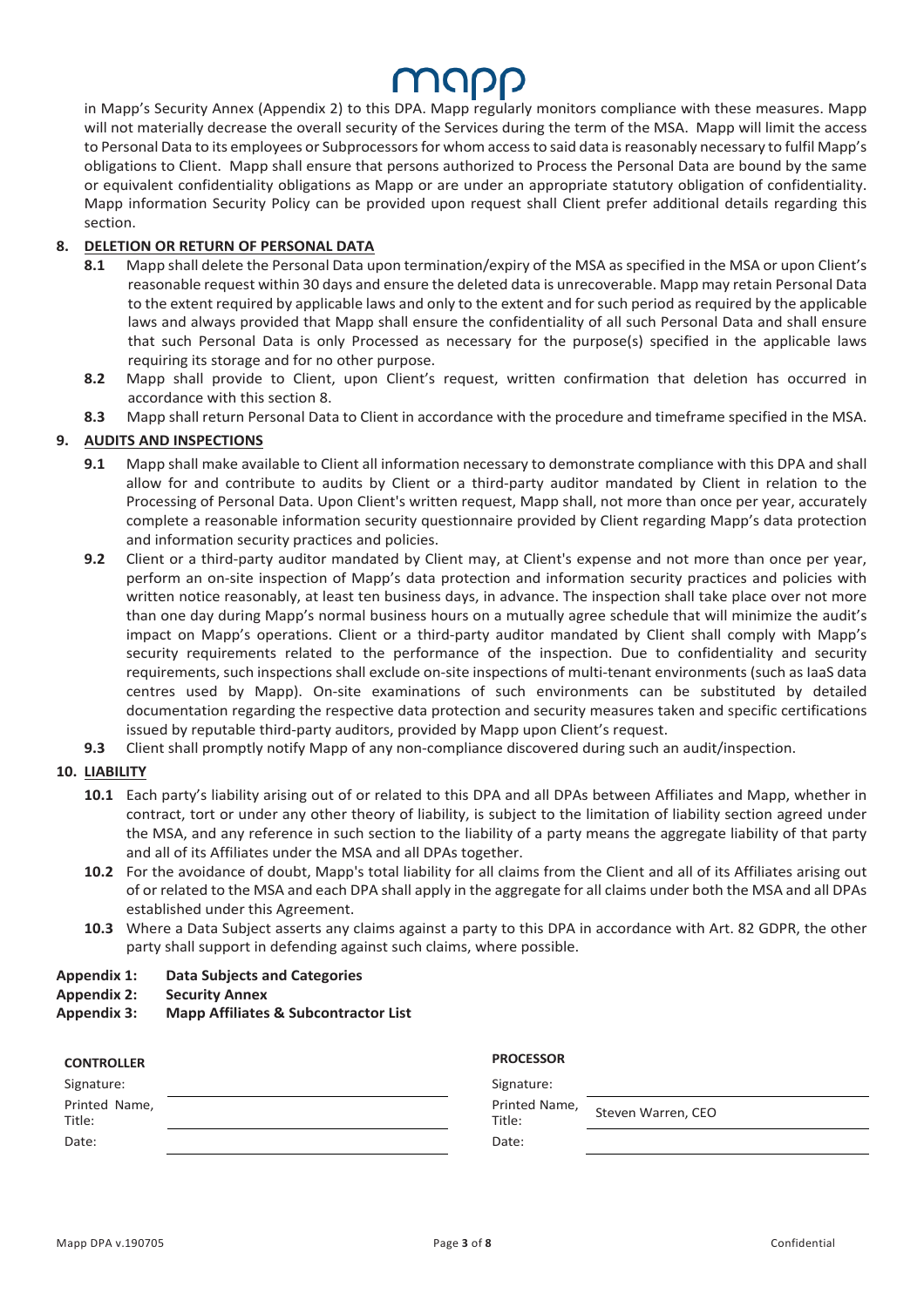in Mapp's Security Annex (Appendix 2) to this DPA. Mapp regularly monitors compliance with these measures. Mapp will not materially decrease the overall security of the Services during the term of the MSA. Mapp will limit the access to Personal Data to its employees or Subprocessors for whom access to said data is reasonably necessary to fulfil Mapp's obligations to Client. Mapp shall ensure that persons authorized to Process the Personal Data are bound by the same or equivalent confidentiality obligations as Mapp or are under an appropriate statutory obligation of confidentiality. Mapp information Security Policy can be provided upon request shall Client prefer additional details regarding this section.

**8. DELETION OR RETURN OF PERSONAL DATA**

**8.1** Mapp shall delete the Personal Data upon termination/expiry of the MSA as specified in the MSA or upon Client's reasonable request within 30 days and ensure the deleted data is unrecoverable. Mapp may retain Personal Data to the extent required by applicable laws and only to the extent and for such period as required by the applicable laws and always provided that Mapp shall ensure the confidentiality of all such Personal Data and shall ensure that such Personal Data is only Processed as necessary for the purpose(s) specified in the applicable laws requiring its storage and for no other purpose.

**8.2** Mapp shall provide to Client, upon Client's request, written confirmation that deletion has occurred in accordance with this section 8.

**8.3** Mapp shall return Personal Data to Client in accordance with the procedure and timeframe specified in the MSA.

**9. AUDITS AND INSPECTIONS**

**9.1** Mapp shall make available to Client all information necessary to demonstrate compliance with this DPA and shall allow for and contribute to audits by Client or a third-party auditor mandated by Client in relation to the Processing of Personal Data. Upon Client's written request, Mapp shall, not more than once per year, accurately complete a reasonable information security questionnaire provided by Client regarding Mapp's data protection and information security practices and policies.

**9.2** Client or a third-party auditor mandated by Client may, at Client's expense and not more than once per year, perform an on-site inspection of Mapp's data protection and information security practices and policies with written notice reasonably, at least ten business days, in advance. The inspection shall take place over not more than one day during Mapp's normal business hours on a mutually agree schedule that will minimize the audit's impact on Mapp's operations. Client or a third-party auditor mandated by Client shall comply with Mapp's security requirements related to the performance of the inspection. Due to confidentiality and security requirements, such inspections shall exclude on-site inspections of multi-tenant environments (such as IaaS data centres used by Mapp). On-site examinations of such environments can be substituted by detailed documentation regarding the respective data protection and security measures taken and specific certifications issued by reputable third-party auditors, provided by Mapp upon Client's request.

**9.3** Client shall promptly notify Mapp of any non-compliance discovered during such an audit/inspection.

**10. LIABILITY**

**10.1** Each party's liability arising out of or related to this DPA and all DPAs between Affiliates and Mapp, whether in contract, tort or under any other theory of liability, is subject to the limitation of liability section agreed under the MSA, and any reference in such section to the liability of a party means the aggregate liability of that party and all of its Affiliates under the MSA and all DPAs together.

**10.2** For the avoidance of doubt, Mapp's total liability for all claims from the Client and all of its Affiliates arising out of or related to the MSA and each DPA shall apply in the aggregate for all claims under both the MSA and all DPAs established under this Agreement.

**10.3** Where a Data Subject asserts any claims against a party to this DPA in accordance with Art. 82 GDPR, the other party shall support in defending against such claims, where possible.

**Appendix 1: Data Subjects and Categories**
**Appendix 2: Security Annex**
**Appendix 3: Mapp Affiliates & Subcontractor List**

| **CONTROLLER** | | **PROCESSOR** | |
|---|---|---|---|
| Signature: | | Signature: | |
| Printed Name, Title: | | Printed Name, Title: | Steven Warren, CEO |
| Date: | | Date: | |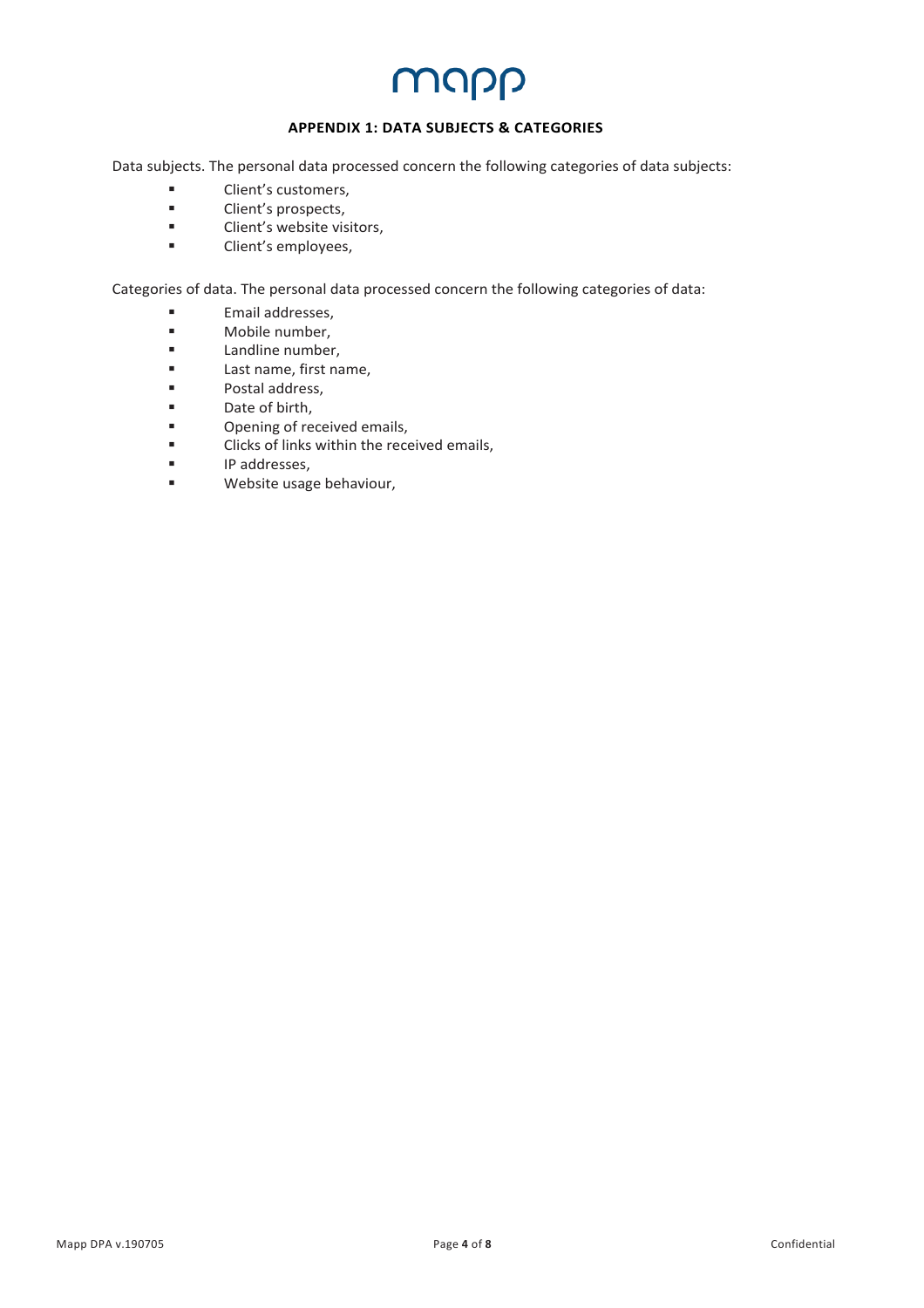## APPENDIX 1: DATA SUBJECTS & CATEGORIES

Data subjects. The personal data processed concern the following categories of data subjects:

- Client's customers,
- Client's prospects,
- Client's website visitors,
- Client's employees,

Categories of data. The personal data processed concern the following categories of data:

- Email addresses,
- Mobile number,
- Landline number,
- Last name, first name,
- Postal address,
- Date of birth,
- Opening of received emails,
- Clicks of links within the received emails,
- IP addresses,
- Website usage behaviour,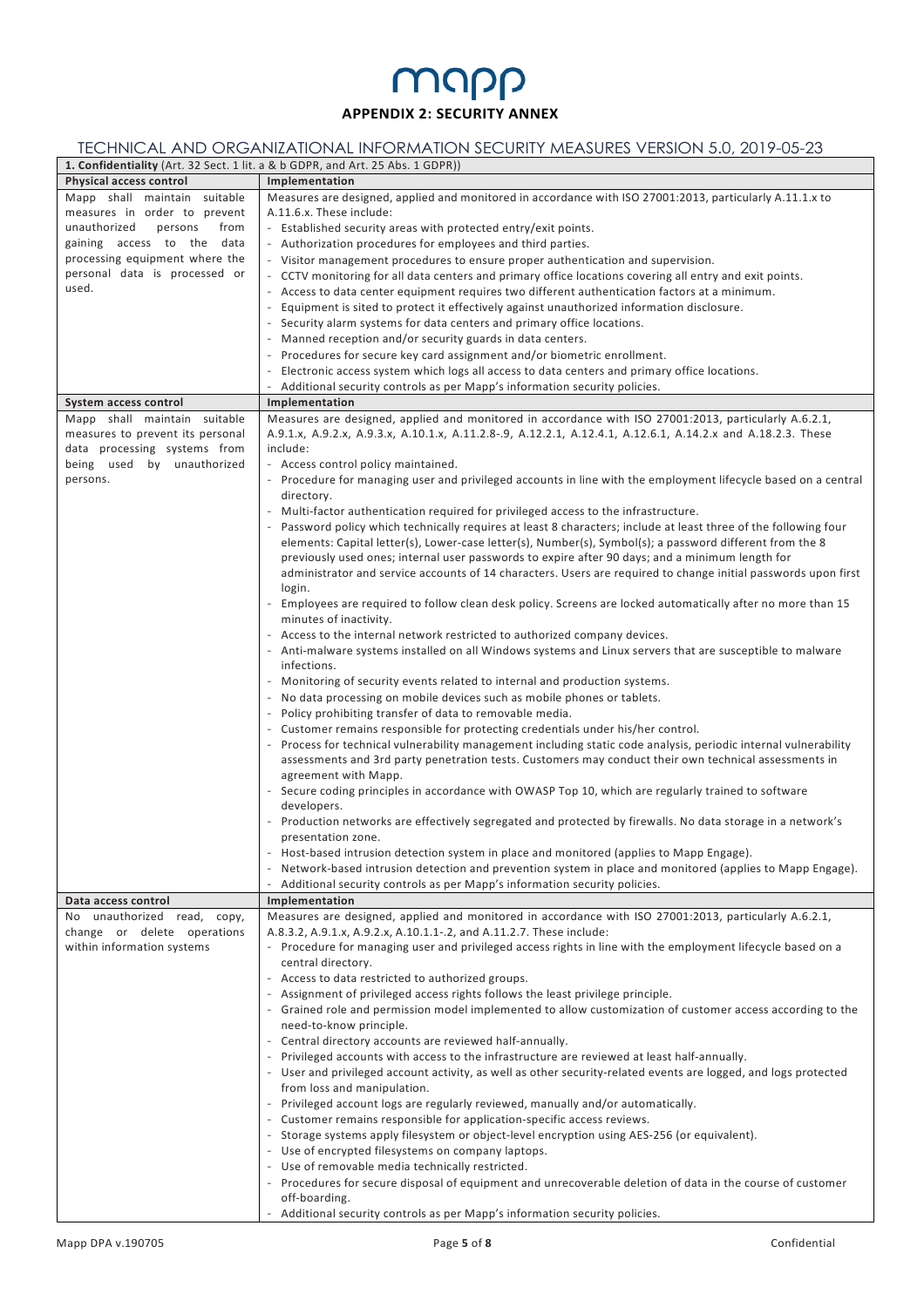# mapp

## APPENDIX 2: SECURITY ANNEX

### TECHNICAL AND ORGANIZATIONAL INFORMATION SECURITY MEASURES VERSION 5.0, 2019-05-23

| **1. Confidentiality** (Art. 32 Sect. 1 lit. a & b GDPR, and Art. 25 Abs. 1 GDPR)) | |
|---|---|
| **Physical access control** | **Implementation** |
| Mapp shall maintain suitable measures in order to prevent unauthorized persons from gaining access to the data processing equipment where the personal data is processed or used. | Measures are designed, applied and monitored in accordance with ISO 27001:2013, particularly A.11.1.x to A.11.6.x. These include:<br>- Established security areas with protected entry/exit points.<br>- Authorization procedures for employees and third parties.<br>- Visitor management procedures to ensure proper authentication and supervision.<br>- CCTV monitoring for all data centers and primary office locations covering all entry and exit points.<br>- Access to data center equipment requires two different authentication factors at a minimum.<br>- Equipment is sited to protect it effectively against unauthorized information disclosure.<br>- Security alarm systems for data centers and primary office locations.<br>- Manned reception and/or security guards in data centers.<br>- Procedures for secure key card assignment and/or biometric enrollment.<br>- Electronic access system which logs all access to data centers and primary office locations.<br>- Additional security controls as per Mapp's information security policies. |
| **System access control** | **Implementation** |
| Mapp shall maintain suitable measures to prevent its personal data processing systems from being used by unauthorized persons. | Measures are designed, applied and monitored in accordance with ISO 27001:2013, particularly A.6.2.1, A.9.1.x, A.9.2.x, A.9.3.x, A.10.1.x, A.11.2.8-.9, A.12.2.1, A.12.4.1, A.12.6.1, A.14.2.x and A.18.2.3. These include:<br>- Access control policy maintained.<br>- Procedure for managing user and privileged accounts in line with the employment lifecycle based on a central directory.<br>- Multi-factor authentication required for privileged access to the infrastructure.<br>- Password policy which technically requires at least 8 characters; include at least three of the following four elements: Capital letter(s), Lower-case letter(s), Number(s), Symbol(s); a password different from the 8 previously used ones; internal user passwords to expire after 90 days; and a minimum length for administrator and service accounts of 14 characters. Users are required to change initial passwords upon first login.<br>- Employees are required to follow clean desk policy. Screens are locked automatically after no more than 15 minutes of inactivity.<br>- Access to the internal network restricted to authorized company devices.<br>- Anti-malware systems installed on all Windows systems and Linux servers that are susceptible to malware infections.<br>- Monitoring of security events related to internal and production systems.<br>- No data processing on mobile devices such as mobile phones or tablets.<br>- Policy prohibiting transfer of data to removable media.<br>- Customer remains responsible for protecting credentials under his/her control.<br>- Process for technical vulnerability management including static code analysis, periodic internal vulnerability assessments and 3rd party penetration tests. Customers may conduct their own technical assessments in agreement with Mapp.<br>- Secure coding principles in accordance with OWASP Top 10, which are regularly trained to software developers.<br>- Production networks are effectively segregated and protected by firewalls. No data storage in a network's presentation zone.<br>- Host-based intrusion detection system in place and monitored (applies to Mapp Engage).<br>- Network-based intrusion detection and prevention system in place and monitored (applies to Mapp Engage).<br>- Additional security controls as per Mapp's information security policies. |
| **Data access control** | **Implementation** |
| No unauthorized read, copy, change or delete operations within information systems | Measures are designed, applied and monitored in accordance with ISO 27001:2013, particularly A.6.2.1, A.8.3.2, A.9.1.x, A.9.2.x, A.10.1.1-.2, and A.11.2.7. These include:<br>- Procedure for managing user and privileged access rights in line with the employment lifecycle based on a central directory.<br>- Access to data restricted to authorized groups.<br>- Assignment of privileged access rights follows the least privilege principle.<br>- Grained role and permission model implemented to allow customization of customer access according to the need-to-know principle.<br>- Central directory accounts are reviewed half-annually.<br>- Privileged accounts with access to the infrastructure are reviewed at least half-annually.<br>- User and privileged account activity, as well as other security-related events are logged, and logs protected from loss and manipulation.<br>- Privileged account logs are regularly reviewed, manually and/or automatically.<br>- Customer remains responsible for application-specific access reviews.<br>- Storage systems apply filesystem or object-level encryption using AES-256 (or equivalent).<br>- Use of encrypted filesystems on company laptops.<br>- Use of removable media technically restricted.<br>- Procedures for secure disposal of equipment and unrecoverable deletion of data in the course of customer off-boarding.<br>- Additional security controls as per Mapp's information security policies. |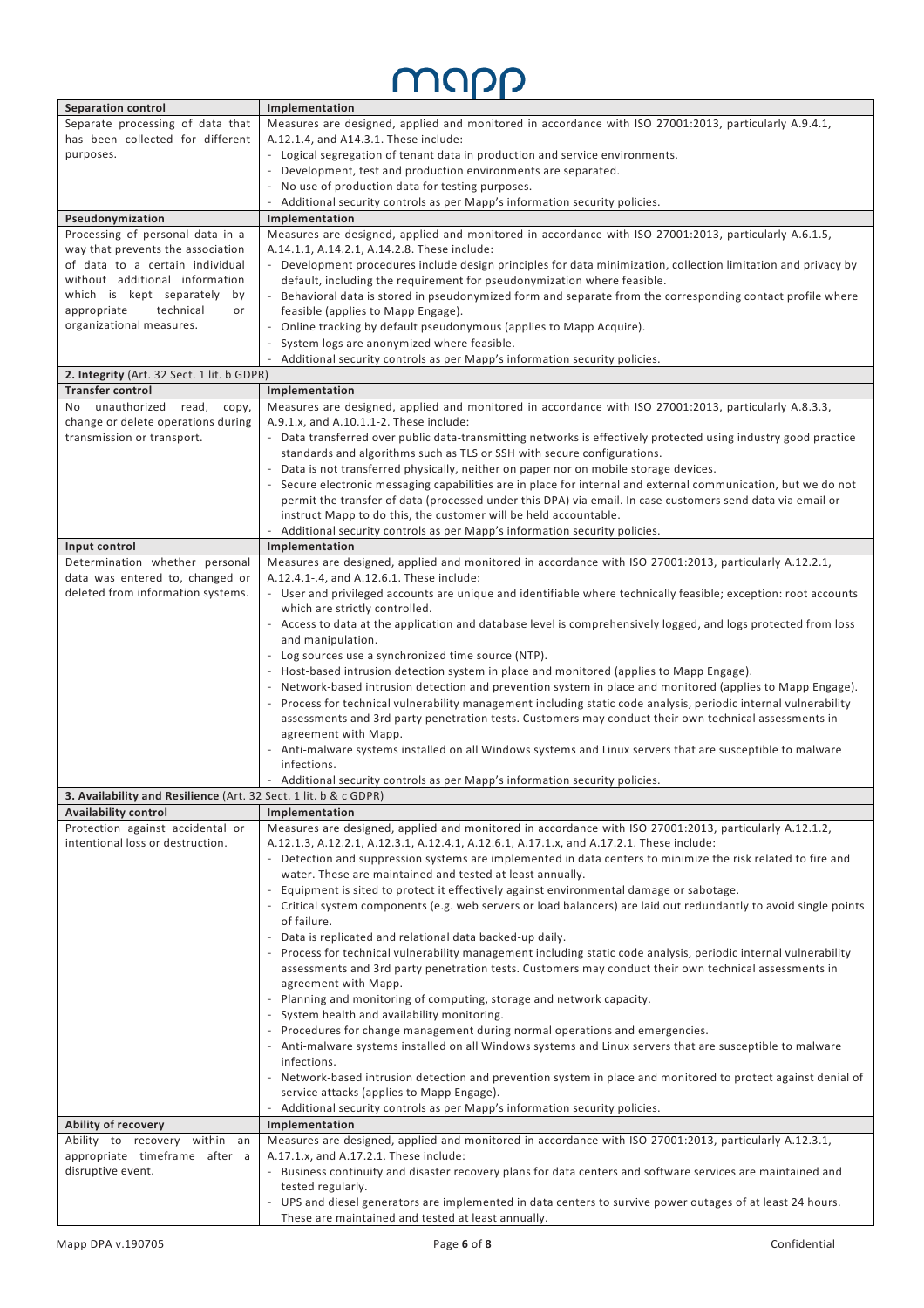| Separation control | Implementation |
|---|---|
| Separate processing of data that has been collected for different purposes. | Measures are designed, applied and monitored in accordance with ISO 27001:2013, particularly A.9.4.1, A.12.1.4, and A14.3.1. These include:<br>- Logical segregation of tenant data in production and service environments.<br>- Development, test and production environments are separated.<br>- No use of production data for testing purposes.<br>- Additional security controls as per Mapp's information security policies. |
| **Pseudonymization** | **Implementation** |
| Processing of personal data in a way that prevents the association of data to a certain individual without additional information which is kept separately by appropriate technical or organizational measures. | Measures are designed, applied and monitored in accordance with ISO 27001:2013, particularly A.6.1.5, A.14.1.1, A.14.2.1, A.14.2.8. These include:<br>- Development procedures include design principles for data minimization, collection limitation and privacy by default, including the requirement for pseudonymization where feasible.<br>- Behavioral data is stored in pseudonymized form and separate from the corresponding contact profile where feasible (applies to Mapp Engage).<br>- Online tracking by default pseudonymous (applies to Mapp Acquire).<br>- System logs are anonymized where feasible.<br>- Additional security controls as per Mapp's information security policies. |
| **2. Integrity** (Art. 32 Sect. 1 lit. b GDPR) | |
| **Transfer control** | **Implementation** |
| No unauthorized read, copy, change or delete operations during transmission or transport. | Measures are designed, applied and monitored in accordance with ISO 27001:2013, particularly A.8.3.3, A.9.1.x, and A.10.1.1-2. These include:<br>- Data transferred over public data-transmitting networks is effectively protected using industry good practice standards and algorithms such as TLS or SSH with secure configurations.<br>- Data is not transferred physically, neither on paper nor on mobile storage devices.<br>- Secure electronic messaging capabilities are in place for internal and external communication, but we do not permit the transfer of data (processed under this DPA) via email. In case customers send data via email or instruct Mapp to do this, the customer will be held accountable.<br>- Additional security controls as per Mapp's information security policies. |
| **Input control** | **Implementation** |
| Determination whether personal data was entered to, changed or deleted from information systems. | Measures are designed, applied and monitored in accordance with ISO 27001:2013, particularly A.12.2.1, A.12.4.1-.4, and A.12.6.1. These include:<br>- User and privileged accounts are unique and identifiable where technically feasible; exception: root accounts which are strictly controlled.<br>- Access to data at the application and database level is comprehensively logged, and logs protected from loss and manipulation.<br>- Log sources use a synchronized time source (NTP).<br>- Host-based intrusion detection system in place and monitored (applies to Mapp Engage).<br>- Network-based intrusion detection and prevention system in place and monitored (applies to Mapp Engage).<br>- Process for technical vulnerability management including static code analysis, periodic internal vulnerability assessments and 3rd party penetration tests. Customers may conduct their own technical assessments in agreement with Mapp.<br>- Anti-malware systems installed on all Windows systems and Linux servers that are susceptible to malware infections.<br>- Additional security controls as per Mapp's information security policies. |
| **3. Availability and Resilience** (Art. 32 Sect. 1 lit. b & c GDPR) | |
| **Availability control** | **Implementation** |
| Protection against accidental or intentional loss or destruction. | Measures are designed, applied and monitored in accordance with ISO 27001:2013, particularly A.12.1.2, A.12.1.3, A.12.2.1, A.12.3.1, A.12.4.1, A.12.6.1, A.17.1.x, and A.17.2.1. These include:<br>- Detection and suppression systems are implemented in data centers to minimize the risk related to fire and water. These are maintained and tested at least annually.<br>- Equipment is sited to protect it effectively against environmental damage or sabotage.<br>- Critical system components (e.g. web servers or load balancers) are laid out redundantly to avoid single points of failure.<br>- Data is replicated and relational data backed-up daily.<br>- Process for technical vulnerability management including static code analysis, periodic internal vulnerability assessments and 3rd party penetration tests. Customers may conduct their own technical assessments in agreement with Mapp.<br>- Planning and monitoring of computing, storage and network capacity.<br>- System health and availability monitoring.<br>- Procedures for change management during normal operations and emergencies.<br>- Anti-malware systems installed on all Windows systems and Linux servers that are susceptible to malware infections.<br>- Network-based intrusion detection and prevention system in place and monitored to protect against denial of service attacks (applies to Mapp Engage).<br>- Additional security controls as per Mapp's information security policies. |
| **Ability of recovery** | **Implementation** |
| Ability to recovery within an appropriate timeframe after a disruptive event. | Measures are designed, applied and monitored in accordance with ISO 27001:2013, particularly A.12.3.1, A.17.1.x, and A.17.2.1. These include:<br>- Business continuity and disaster recovery plans for data centers and software services are maintained and tested regularly.<br>- UPS and diesel generators are implemented in data centers to survive power outages of at least 24 hours. These are maintained and tested at least annually. |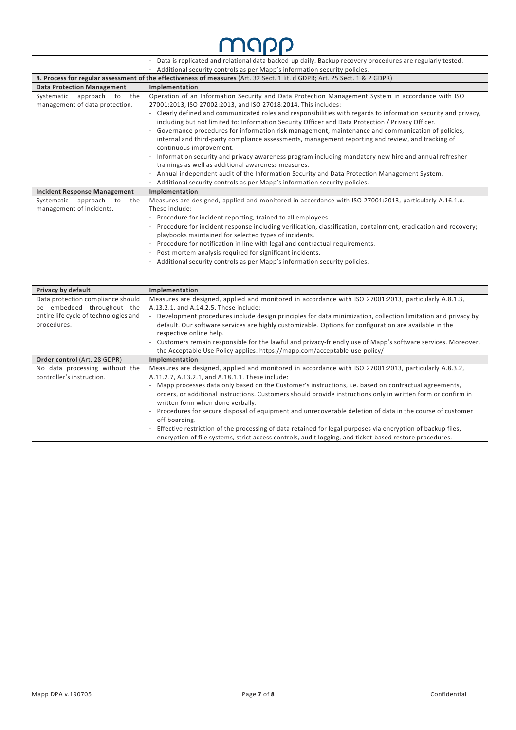| | |
|---|---|
| | - Data is replicated and relational data backed-up daily. Backup recovery procedures are regularly tested.<br>- Additional security controls as per Mapp's information security policies. |
| **4. Process for regular assessment of the effectiveness of measures** (Art. 32 Sect. 1 lit. d GDPR; Art. 25 Sect. 1 & 2 GDPR) | |
| **Data Protection Management** | **Implementation** |
| Systematic approach to the management of data protection. | Operation of an Information Security and Data Protection Management System in accordance with ISO 27001:2013, ISO 27002:2013, and ISO 27018:2014. This includes:<br>- Clearly defined and communicated roles and responsibilities with regards to information security and privacy, including but not limited to: Information Security Officer and Data Protection / Privacy Officer.<br>- Governance procedures for information risk management, maintenance and communication of policies, internal and third-party compliance assessments, management reporting and review, and tracking of continuous improvement.<br>- Information security and privacy awareness program including mandatory new hire and annual refresher trainings as well as additional awareness measures.<br>- Annual independent audit of the Information Security and Data Protection Management System.<br>- Additional security controls as per Mapp's information security policies. |
| **Incident Response Management** | **Implementation** |
| Systematic approach to the management of incidents. | Measures are designed, applied and monitored in accordance with ISO 27001:2013, particularly A.16.1.x. These include:<br>- Procedure for incident reporting, trained to all employees.<br>- Procedure for incident response including verification, classification, containment, eradication and recovery; playbooks maintained for selected types of incidents.<br>- Procedure for notification in line with legal and contractual requirements.<br>- Post-mortem analysis required for significant incidents.<br>- Additional security controls as per Mapp's information security policies. |
| **Privacy by default** | **Implementation** |
| Data protection compliance should be embedded throughout the entire life cycle of technologies and procedures. | Measures are designed, applied and monitored in accordance with ISO 27001:2013, particularly A.8.1.3, A.13.2.1, and A.14.2.5. These include:<br>- Development procedures include design principles for data minimization, collection limitation and privacy by default. Our software services are highly customizable. Options for configuration are available in the respective online help.<br>- Customers remain responsible for the lawful and privacy-friendly use of Mapp's software services. Moreover, the Acceptable Use Policy applies: https://mapp.com/acceptable-use-policy/ |
| **Order control** (Art. 28 GDPR) | **Implementation** |
| No data processing without the controller's instruction. | Measures are designed, applied and monitored in accordance with ISO 27001:2013, particularly A.8.3.2, A.11.2.7, A.13.2.1, and A.18.1.1. These include:<br>- Mapp processes data only based on the Customer's instructions, i.e. based on contractual agreements, orders, or additional instructions. Customers should provide instructions only in written form or confirm in written form when done verbally.<br>- Procedures for secure disposal of equipment and unrecoverable deletion of data in the course of customer off-boarding.<br>- Effective restriction of the processing of data retained for legal purposes via encryption of backup files, encryption of file systems, strict access controls, audit logging, and ticket-based restore procedures. |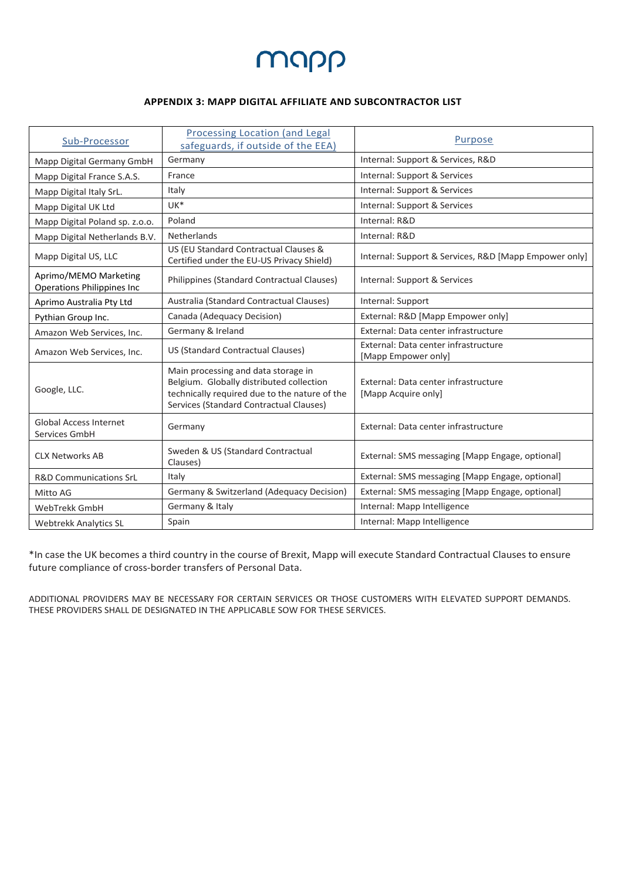mapp

## APPENDIX 3: MAPP DIGITAL AFFILIATE AND SUBCONTRACTOR LIST

| Sub-Processor | Processing Location (and Legal safeguards, if outside of the EEA) | Purpose |
|---|---|---|
| Mapp Digital Germany GmbH | Germany | Internal: Support & Services, R&D |
| Mapp Digital France S.A.S. | France | Internal: Support & Services |
| Mapp Digital Italy SrL. | Italy | Internal: Support & Services |
| Mapp Digital UK Ltd | UK* | Internal: Support & Services |
| Mapp Digital Poland sp. z.o.o. | Poland | Internal: R&D |
| Mapp Digital Netherlands B.V. | Netherlands | Internal: R&D |
| Mapp Digital US, LLC | US (EU Standard Contractual Clauses & Certified under the EU-US Privacy Shield) | Internal: Support & Services, R&D [Mapp Empower only] |
| Aprimo/MEMO Marketing Operations Philippines Inc | Philippines (Standard Contractual Clauses) | Internal: Support & Services |
| Aprimo Australia Pty Ltd | Australia (Standard Contractual Clauses) | Internal: Support |
| Pythian Group Inc. | Canada (Adequacy Decision) | External: R&D [Mapp Empower only] |
| Amazon Web Services, Inc. | Germany & Ireland | External: Data center infrastructure |
| Amazon Web Services, Inc. | US (Standard Contractual Clauses) | External: Data center infrastructure [Mapp Empower only] |
| Google, LLC. | Main processing and data storage in Belgium. Globally distributed collection technically required due to the nature of the Services (Standard Contractual Clauses) | External: Data center infrastructure [Mapp Acquire only] |
| Global Access Internet Services GmbH | Germany | External: Data center infrastructure |
| CLX Networks AB | Sweden & US (Standard Contractual Clauses) | External: SMS messaging [Mapp Engage, optional] |
| R&D Communications SrL | Italy | External: SMS messaging [Mapp Engage, optional] |
| Mitto AG | Germany & Switzerland (Adequacy Decision) | External: SMS messaging [Mapp Engage, optional] |
| WebTrekk GmbH | Germany & Italy | Internal: Mapp Intelligence |
| Webtrekk Analytics SL | Spain | Internal: Mapp Intelligence |

*In case the UK becomes a third country in the course of Brexit, Mapp will execute Standard Contractual Clauses to ensure future compliance of cross-border transfers of Personal Data.

ADDITIONAL PROVIDERS MAY BE NECESSARY FOR CERTAIN SERVICES OR THOSE CUSTOMERS WITH ELEVATED SUPPORT DEMANDS. THESE PROVIDERS SHALL DE DESIGNATED IN THE APPLICABLE SOW FOR THESE SERVICES.